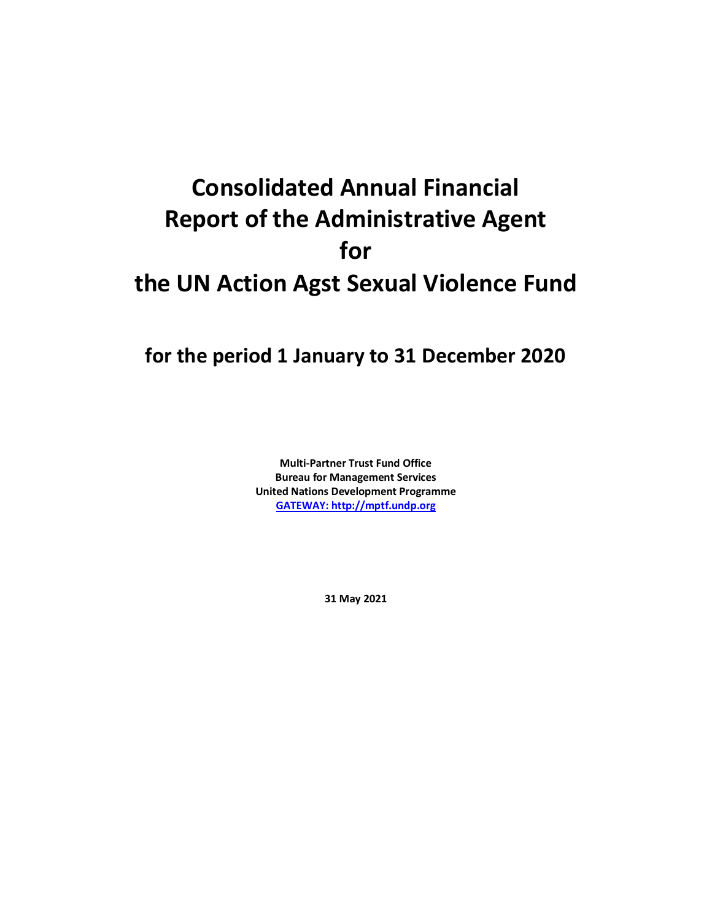# Consolidated Annual Financial Report of the Administrative Agent for the UN Action Agst Sexual Violence Fund

## for the period 1 January to 31 December 2020

**Multi-Partner Trust Fund Office**
**Bureau for Management Services**
**United Nations Development Programme**
**[GATEWAY: http://mptf.undp.org](http://mptf.undp.org)**

**31 May 2021**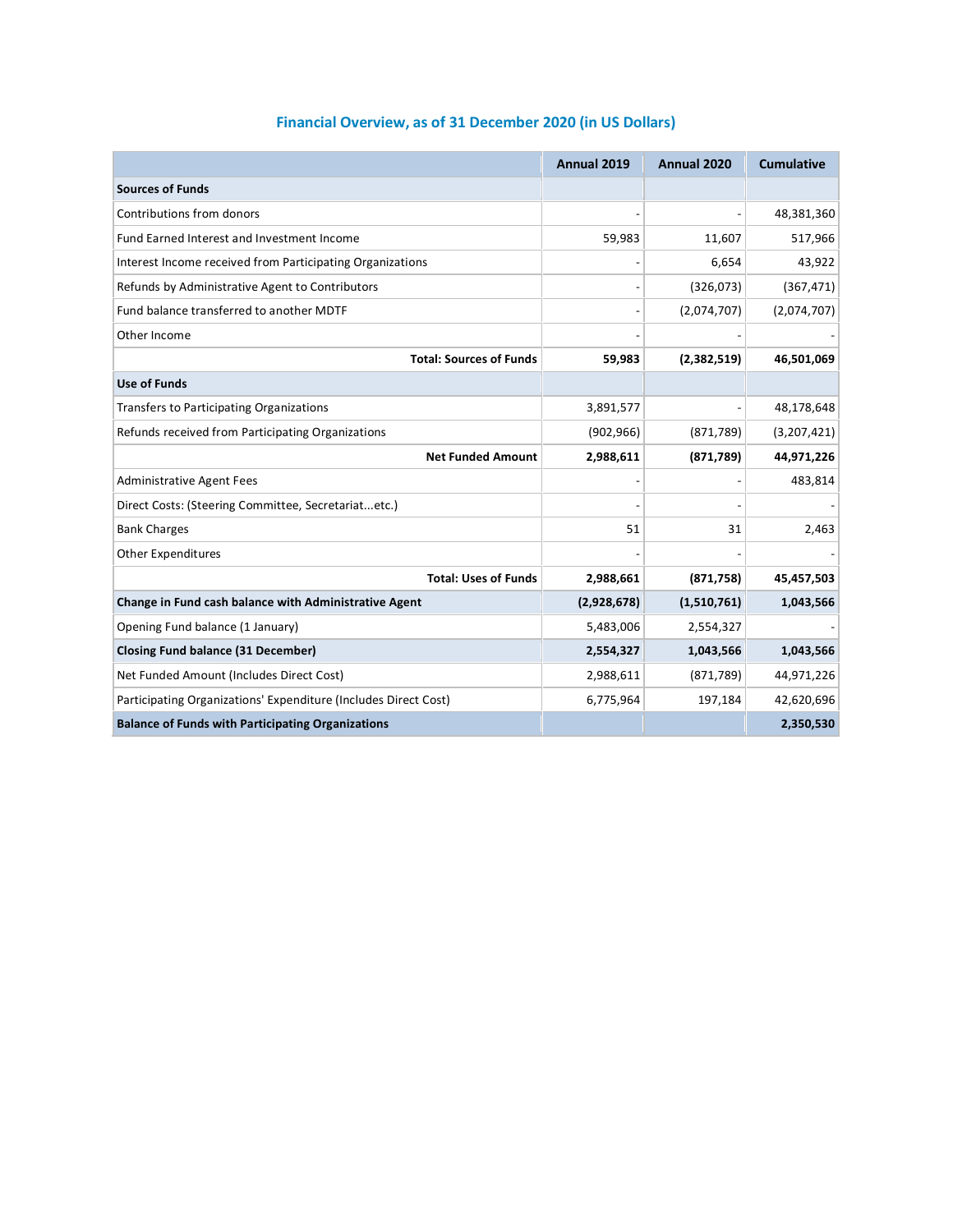## Financial Overview, as of 31 December 2020 (in US Dollars)

| | Annual 2019 | Annual 2020 | Cumulative |
|---|---|---|---|
| **Sources of Funds** | | | |
| Contributions from donors | - | - | 48,381,360 |
| Fund Earned Interest and Investment Income | 59,983 | 11,607 | 517,966 |
| Interest Income received from Participating Organizations | - | 6,654 | 43,922 |
| Refunds by Administrative Agent to Contributors | - | (326,073) | (367,471) |
| Fund balance transferred to another MDTF | - | (2,074,707) | (2,074,707) |
| Other Income | - | - | - |
| **Total: Sources of Funds** | **59,983** | **(2,382,519)** | **46,501,069** |
| **Use of Funds** | | | |
| Transfers to Participating Organizations | 3,891,577 | - | 48,178,648 |
| Refunds received from Participating Organizations | (902,966) | (871,789) | (3,207,421) |
| **Net Funded Amount** | **2,988,611** | **(871,789)** | **44,971,226** |
| Administrative Agent Fees | - | - | 483,814 |
| Direct Costs: (Steering Committee, Secretariat...etc.) | - | - | - |
| Bank Charges | 51 | 31 | 2,463 |
| Other Expenditures | - | - | - |
| **Total: Uses of Funds** | **2,988,661** | **(871,758)** | **45,457,503** |
| **Change in Fund cash balance with Administrative Agent** | **(2,928,678)** | **(1,510,761)** | **1,043,566** |
| Opening Fund balance (1 January) | 5,483,006 | 2,554,327 | - |
| **Closing Fund balance (31 December)** | **2,554,327** | **1,043,566** | **1,043,566** |
| Net Funded Amount (Includes Direct Cost) | 2,988,611 | (871,789) | 44,971,226 |
| Participating Organizations' Expenditure (Includes Direct Cost) | 6,775,964 | 197,184 | 42,620,696 |
| **Balance of Funds with Participating Organizations** | | | **2,350,530** |